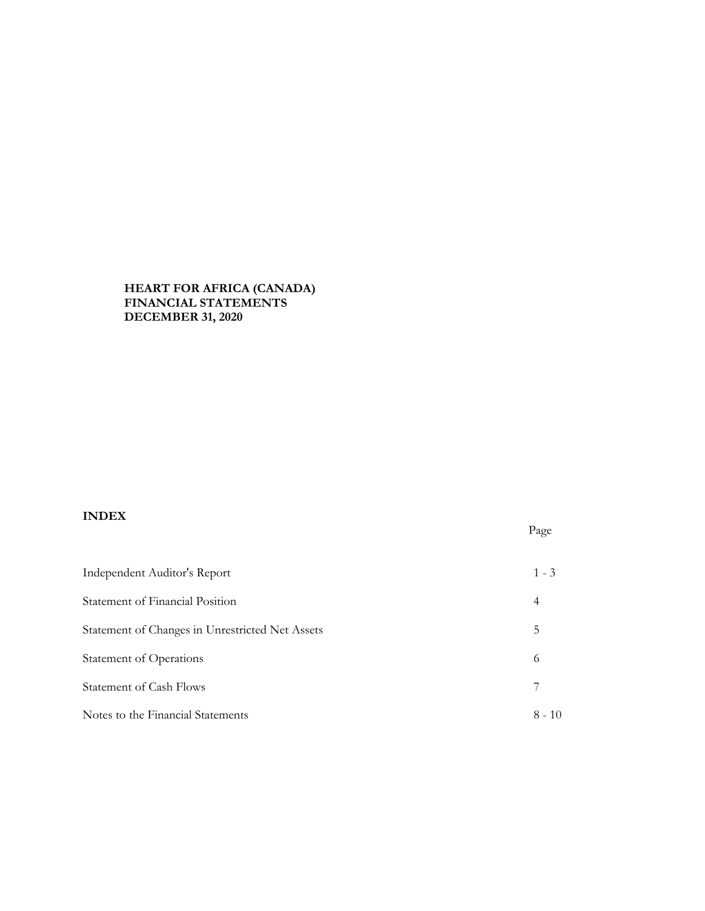**HEART FOR AFRICA (CANADA)**
**FINANCIAL STATEMENTS**
**DECEMBER 31, 2020**

## INDEX

| | Page |
|---|---|
| Independent Auditor's Report | 1 - 3 |
| Statement of Financial Position | 4 |
| Statement of Changes in Unrestricted Net Assets | 5 |
| Statement of Operations | 6 |
| Statement of Cash Flows | 7 |
| Notes to the Financial Statements | 8 - 10 |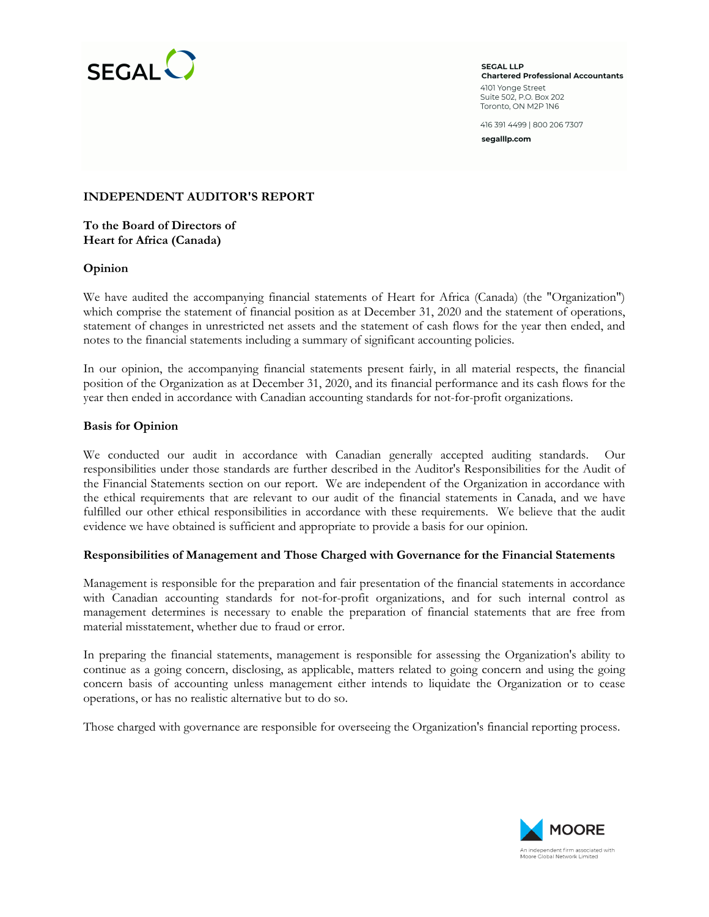SEGAL LLP
**Chartered Professional Accountants**
4101 Yonge Street
Suite 502, P.O. Box 202
Toronto, ON M2P 1N6

416 391 4499 | 800 206 7307
**segalllp.com**

## INDEPENDENT AUDITOR'S REPORT

**To the Board of Directors of**
**Heart for Africa (Canada)**

### Opinion

We have audited the accompanying financial statements of Heart for Africa (Canada) (the "Organization") which comprise the statement of financial position as at December 31, 2020 and the statement of operations, statement of changes in unrestricted net assets and the statement of cash flows for the year then ended, and notes to the financial statements including a summary of significant accounting policies.

In our opinion, the accompanying financial statements present fairly, in all material respects, the financial position of the Organization as at December 31, 2020, and its financial performance and its cash flows for the year then ended in accordance with Canadian accounting standards for not-for-profit organizations.

### Basis for Opinion

We conducted our audit in accordance with Canadian generally accepted auditing standards. Our responsibilities under those standards are further described in the Auditor's Responsibilities for the Audit of the Financial Statements section on our report. We are independent of the Organization in accordance with the ethical requirements that are relevant to our audit of the financial statements in Canada, and we have fulfilled our other ethical responsibilities in accordance with these requirements. We believe that the audit evidence we have obtained is sufficient and appropriate to provide a basis for our opinion.

### Responsibilities of Management and Those Charged with Governance for the Financial Statements

Management is responsible for the preparation and fair presentation of the financial statements in accordance with Canadian accounting standards for not-for-profit organizations, and for such internal control as management determines is necessary to enable the preparation of financial statements that are free from material misstatement, whether due to fraud or error.

In preparing the financial statements, management is responsible for assessing the Organization's ability to continue as a going concern, disclosing, as applicable, matters related to going concern and using the going concern basis of accounting unless management either intends to liquidate the Organization or to cease operations, or has no realistic alternative but to do so.

Those charged with governance are responsible for overseeing the Organization's financial reporting process.

MOORE
An independent firm associated with Moore Global Network Limited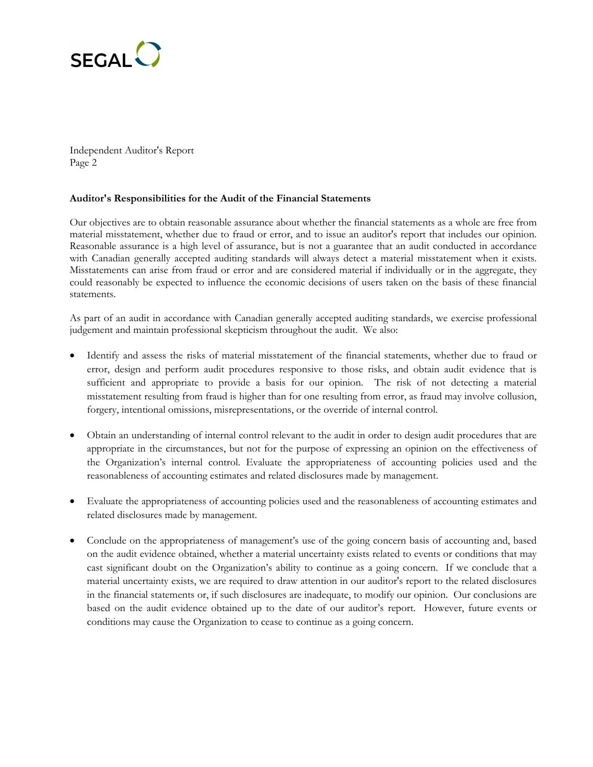Independent Auditor's Report
Page 2

**Auditor's Responsibilities for the Audit of the Financial Statements**

Our objectives are to obtain reasonable assurance about whether the financial statements as a whole are free from material misstatement, whether due to fraud or error, and to issue an auditor's report that includes our opinion. Reasonable assurance is a high level of assurance, but is not a guarantee that an audit conducted in accordance with Canadian generally accepted auditing standards will always detect a material misstatement when it exists. Misstatements can arise from fraud or error and are considered material if individually or in the aggregate, they could reasonably be expected to influence the economic decisions of users taken on the basis of these financial statements.

As part of an audit in accordance with Canadian generally accepted auditing standards, we exercise professional judgement and maintain professional skepticism throughout the audit. We also:

- Identify and assess the risks of material misstatement of the financial statements, whether due to fraud or error, design and perform audit procedures responsive to those risks, and obtain audit evidence that is sufficient and appropriate to provide a basis for our opinion. The risk of not detecting a material misstatement resulting from fraud is higher than for one resulting from error, as fraud may involve collusion, forgery, intentional omissions, misrepresentations, or the override of internal control.

- Obtain an understanding of internal control relevant to the audit in order to design audit procedures that are appropriate in the circumstances, but not for the purpose of expressing an opinion on the effectiveness of the Organization's internal control. Evaluate the appropriateness of accounting policies used and the reasonableness of accounting estimates and related disclosures made by management.

- Evaluate the appropriateness of accounting policies used and the reasonableness of accounting estimates and related disclosures made by management.

- Conclude on the appropriateness of management's use of the going concern basis of accounting and, based on the audit evidence obtained, whether a material uncertainty exists related to events or conditions that may cast significant doubt on the Organization's ability to continue as a going concern. If we conclude that a material uncertainty exists, we are required to draw attention in our auditor's report to the related disclosures in the financial statements or, if such disclosures are inadequate, to modify our opinion. Our conclusions are based on the audit evidence obtained up to the date of our auditor's report. However, future events or conditions may cause the Organization to cease to continue as a going concern.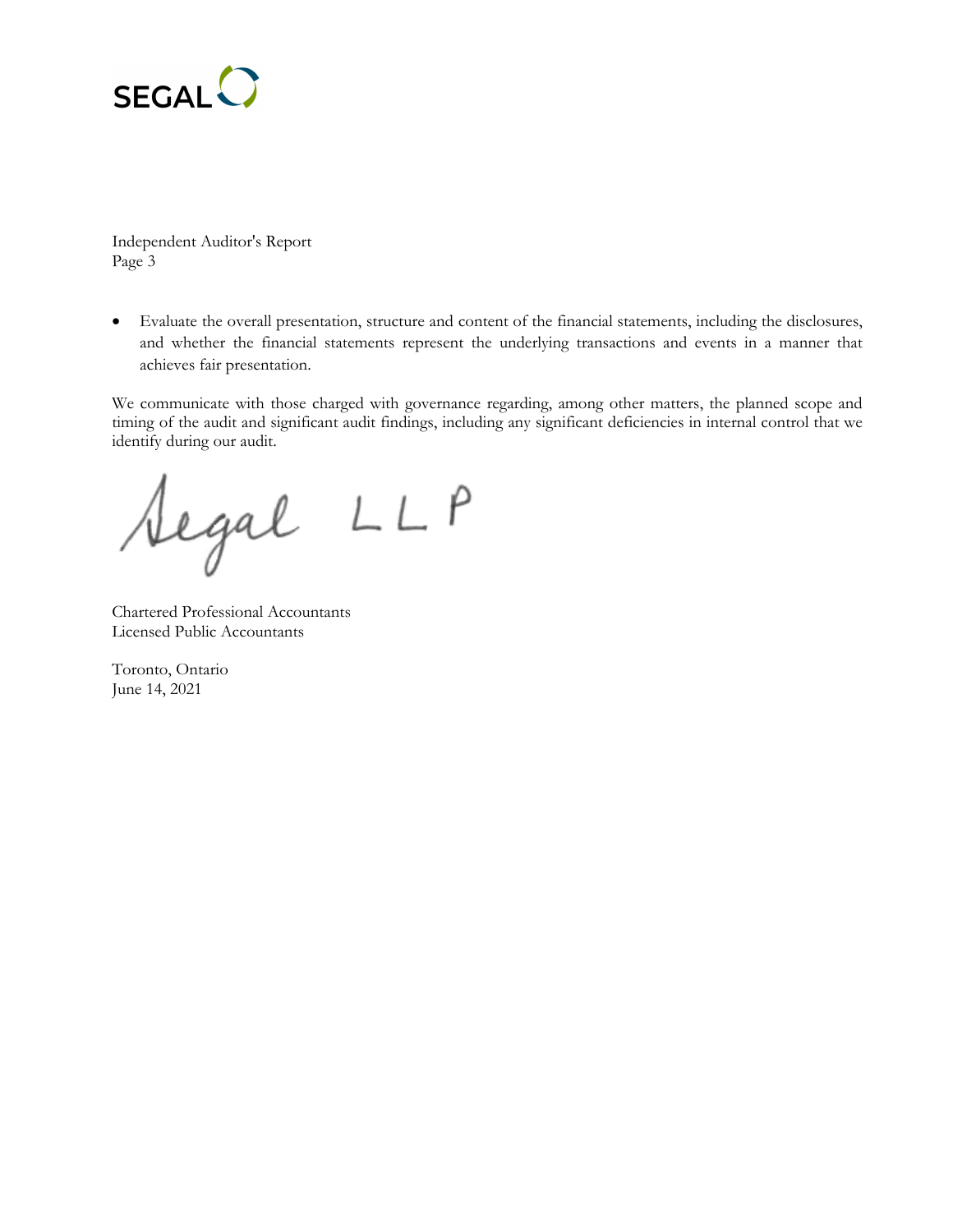Independent Auditor's Report
Page 3

- Evaluate the overall presentation, structure and content of the financial statements, including the disclosures, and whether the financial statements represent the underlying transactions and events in a manner that achieves fair presentation.

We communicate with those charged with governance regarding, among other matters, the planned scope and timing of the audit and significant audit findings, including any significant deficiencies in internal control that we identify during our audit.

Segal LLP

Chartered Professional Accountants
Licensed Public Accountants

Toronto, Ontario
June 14, 2021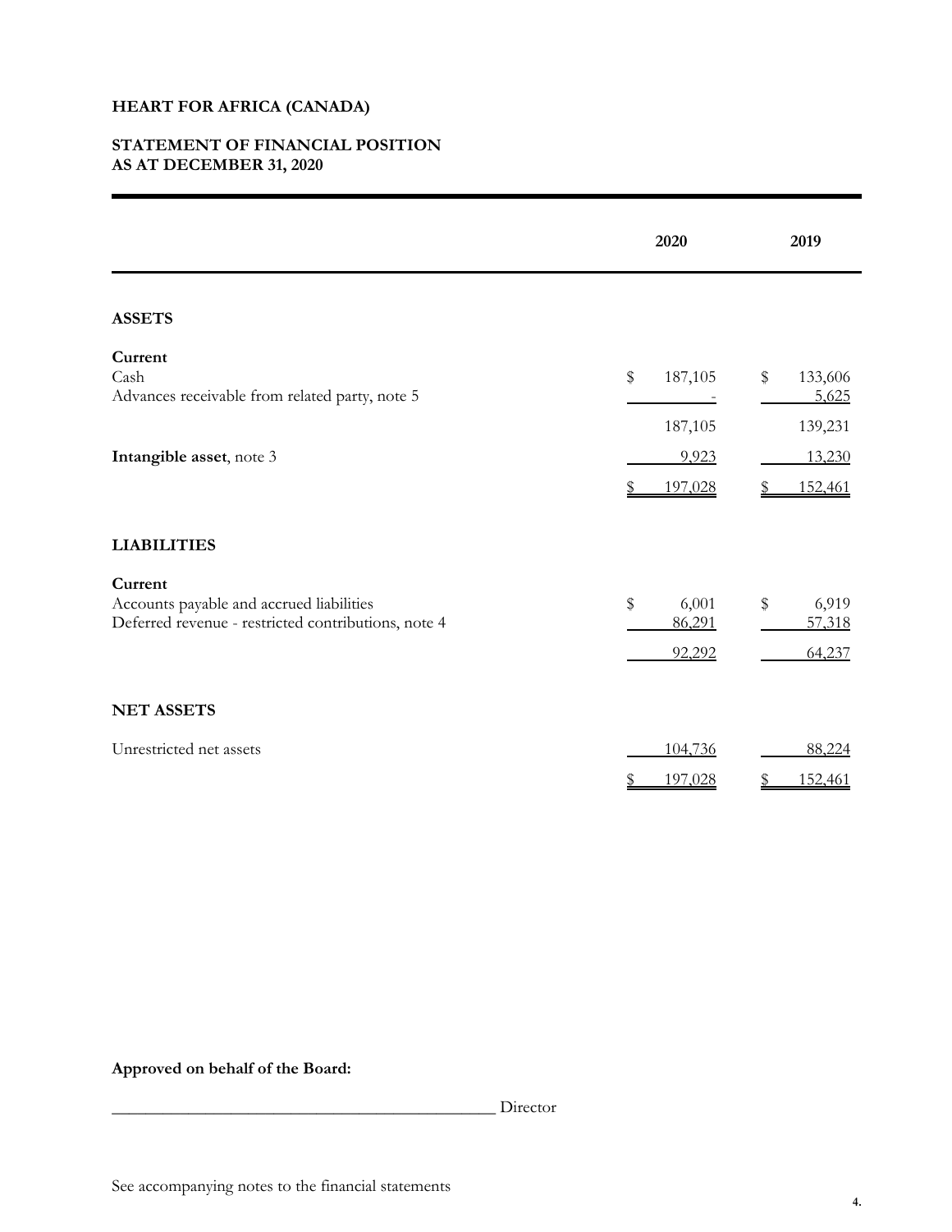# HEART FOR AFRICA (CANADA)

## STATEMENT OF FINANCIAL POSITION
## AS AT DECEMBER 31, 2020

| | 2020 | 2019 |
|---|---|---|
| **ASSETS** | | |
| **Current** | | |
| Cash | $ 187,105 | $ 133,606 |
| Advances receivable from related party, note 5 | - | 5,625 |
| | 187,105 | 139,231 |
| **Intangible asset**, note 3 | 9,923 | 13,230 |
| | $ 197,028 | $ 152,461 |
| **LIABILITIES** | | |
| **Current** | | |
| Accounts payable and accrued liabilities | $ 6,001 | $ 6,919 |
| Deferred revenue - restricted contributions, note 4 | 86,291 | 57,318 |
| | 92,292 | 64,237 |
| **NET ASSETS** | | |
| Unrestricted net assets | 104,736 | 88,224 |
| | $ 197,028 | $ 152,461 |

**Approved on behalf of the Board:**

_______________________________________ Director

See accompanying notes to the financial statements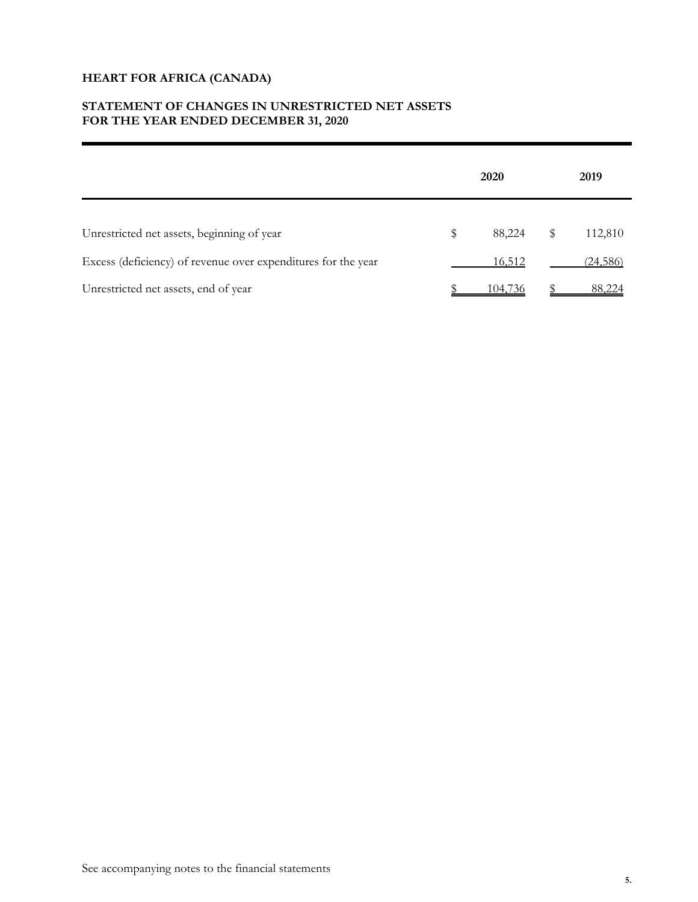# HEART FOR AFRICA (CANADA)

## STATEMENT OF CHANGES IN UNRESTRICTED NET ASSETS
## FOR THE YEAR ENDED DECEMBER 31, 2020

| | 2020 | 2019 |
|---|---|---|
| Unrestricted net assets, beginning of year | $ 88,224 | $ 112,810 |
| Excess (deficiency) of revenue over expenditures for the year | 16,512 | (24,586) |
| Unrestricted net assets, end of year | $ 104,736 | $ 88,224 |

See accompanying notes to the financial statements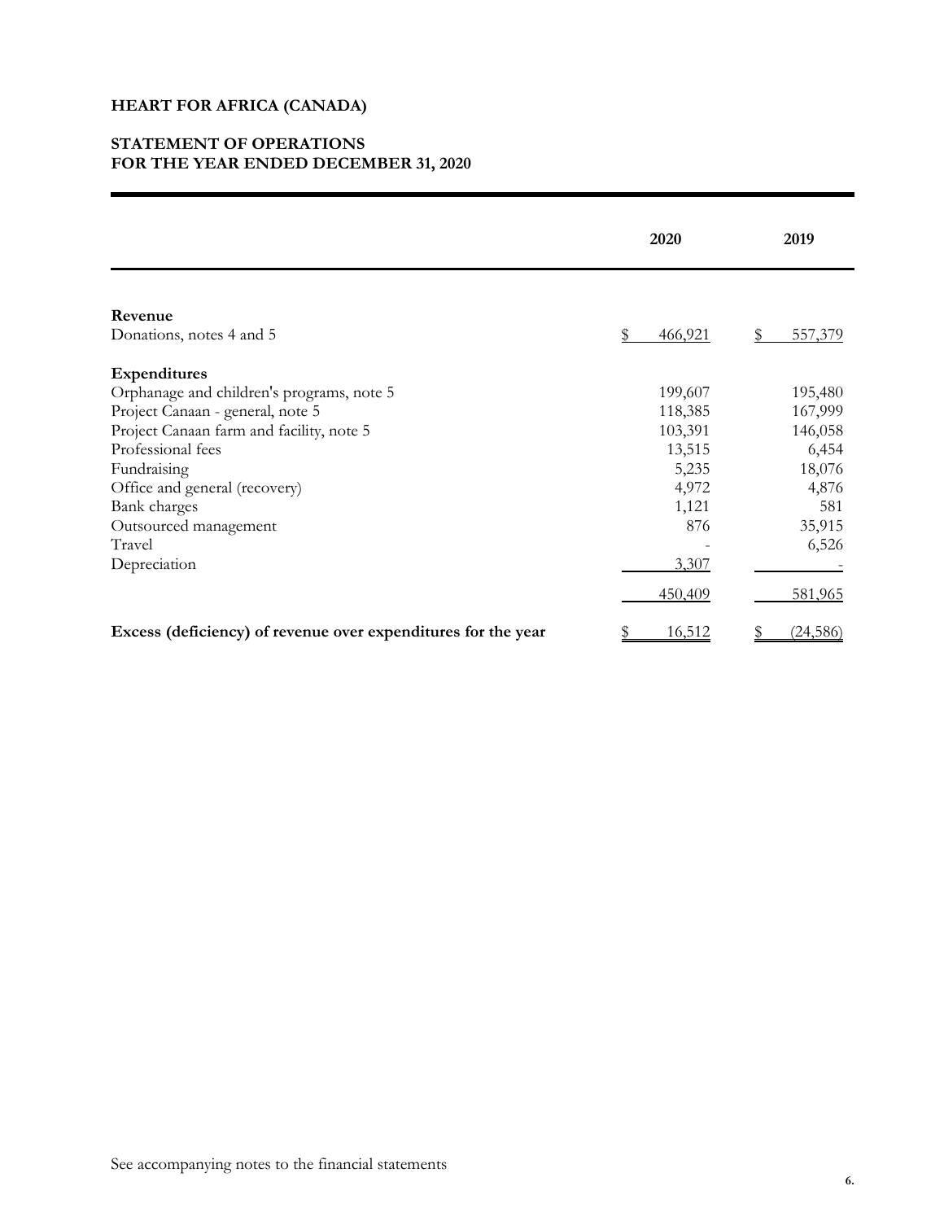# HEART FOR AFRICA (CANADA)

## STATEMENT OF OPERATIONS
## FOR THE YEAR ENDED DECEMBER 31, 2020

| | 2020 | 2019 |
|---|---|---|
| **Revenue** | | |
| Donations, notes 4 and 5 | $ 466,921 | $ 557,379 |
| **Expenditures** | | |
| Orphanage and children's programs, note 5 | 199,607 | 195,480 |
| Project Canaan - general, note 5 | 118,385 | 167,999 |
| Project Canaan farm and facility, note 5 | 103,391 | 146,058 |
| Professional fees | 13,515 | 6,454 |
| Fundraising | 5,235 | 18,076 |
| Office and general (recovery) | 4,972 | 4,876 |
| Bank charges | 1,121 | 581 |
| Outsourced management | 876 | 35,915 |
| Travel | - | 6,526 |
| Depreciation | 3,307 | - |
| | 450,409 | 581,965 |
| **Excess (deficiency) of revenue over expenditures for the year** | $ 16,512 | $ (24,586) |

See accompanying notes to the financial statements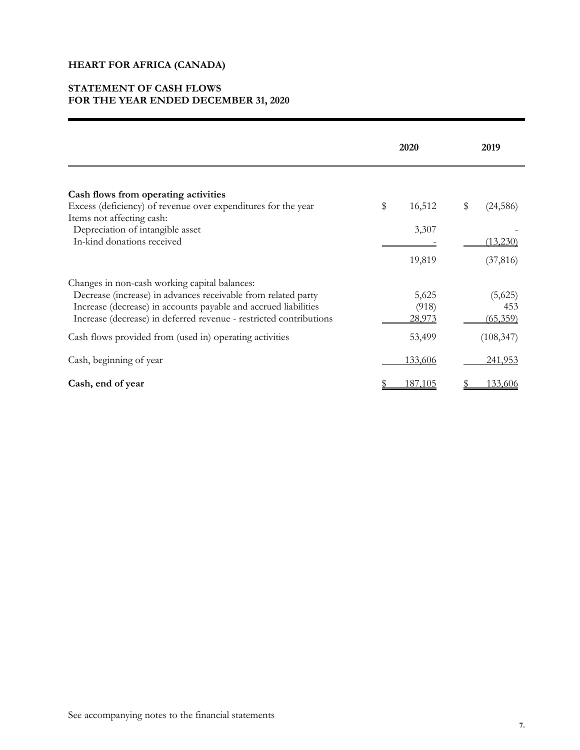**HEART FOR AFRICA (CANADA)**

**STATEMENT OF CASH FLOWS**
**FOR THE YEAR ENDED DECEMBER 31, 2020**

| | 2020 | 2019 |
|---|---|---|
| **Cash flows from operating activities** | | |
| Excess (deficiency) of revenue over expenditures for the year | $ 16,512 | $ (24,586) |
| Items not affecting cash: | | |
| Depreciation of intangible asset | 3,307 | - |
| In-kind donations received | - | (13,230) |
| | 19,819 | (37,816) |
| Changes in non-cash working capital balances: | | |
| Decrease (increase) in advances receivable from related party | 5,625 | (5,625) |
| Increase (decrease) in accounts payable and accrued liabilities | (918) | 453 |
| Increase (decrease) in deferred revenue - restricted contributions | 28,973 | (65,359) |
| Cash flows provided from (used in) operating activities | 53,499 | (108,347) |
| Cash, beginning of year | 133,606 | 241,953 |
| **Cash, end of year** | $ 187,105 | $ 133,606 |

See accompanying notes to the financial statements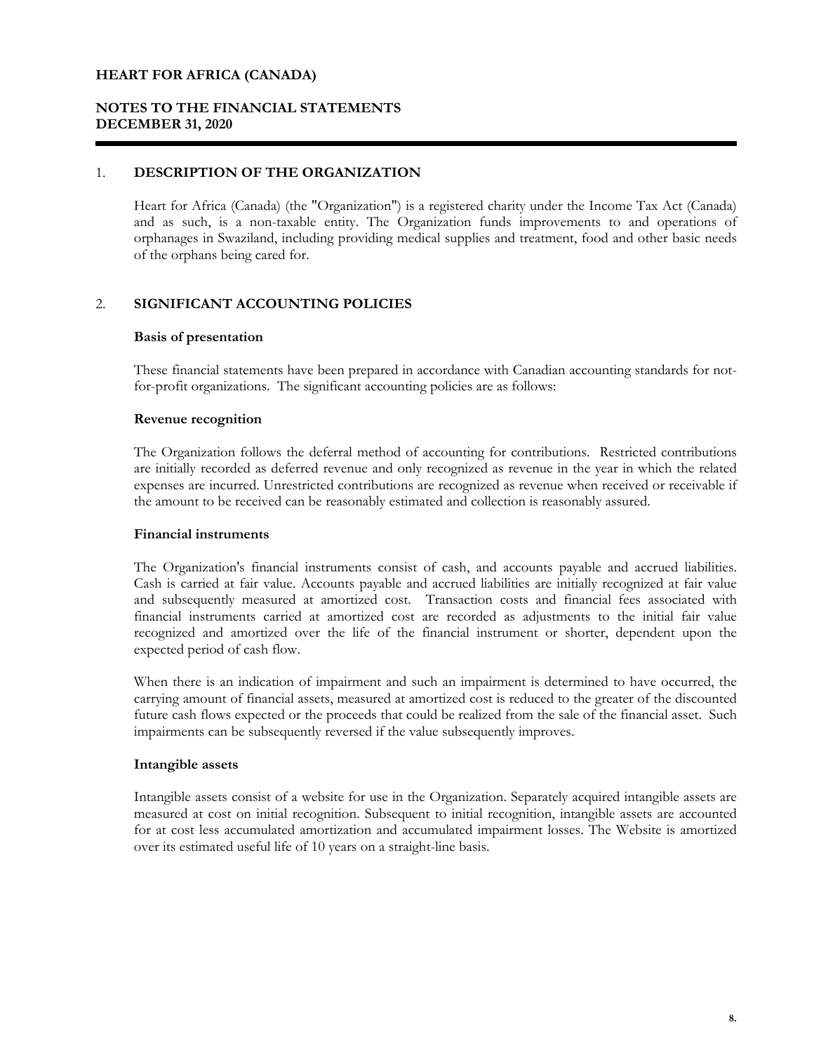# HEART FOR AFRICA (CANADA)

## NOTES TO THE FINANCIAL STATEMENTS
## DECEMBER 31, 2020

### 1. DESCRIPTION OF THE ORGANIZATION

Heart for Africa (Canada) (the "Organization") is a registered charity under the Income Tax Act (Canada) and as such, is a non-taxable entity. The Organization funds improvements to and operations of orphanages in Swaziland, including providing medical supplies and treatment, food and other basic needs of the orphans being cared for.

### 2. SIGNIFICANT ACCOUNTING POLICIES

**Basis of presentation**

These financial statements have been prepared in accordance with Canadian accounting standards for not-for-profit organizations. The significant accounting policies are as follows:

**Revenue recognition**

The Organization follows the deferral method of accounting for contributions. Restricted contributions are initially recorded as deferred revenue and only recognized as revenue in the year in which the related expenses are incurred. Unrestricted contributions are recognized as revenue when received or receivable if the amount to be received can be reasonably estimated and collection is reasonably assured.

**Financial instruments**

The Organization's financial instruments consist of cash, and accounts payable and accrued liabilities. Cash is carried at fair value. Accounts payable and accrued liabilities are initially recognized at fair value and subsequently measured at amortized cost. Transaction costs and financial fees associated with financial instruments carried at amortized cost are recorded as adjustments to the initial fair value recognized and amortized over the life of the financial instrument or shorter, dependent upon the expected period of cash flow.

When there is an indication of impairment and such an impairment is determined to have occurred, the carrying amount of financial assets, measured at amortized cost is reduced to the greater of the discounted future cash flows expected or the proceeds that could be realized from the sale of the financial asset. Such impairments can be subsequently reversed if the value subsequently improves.

**Intangible assets**

Intangible assets consist of a website for use in the Organization. Separately acquired intangible assets are measured at cost on initial recognition. Subsequent to initial recognition, intangible assets are accounted for at cost less accumulated amortization and accumulated impairment losses. The Website is amortized over its estimated useful life of 10 years on a straight-line basis.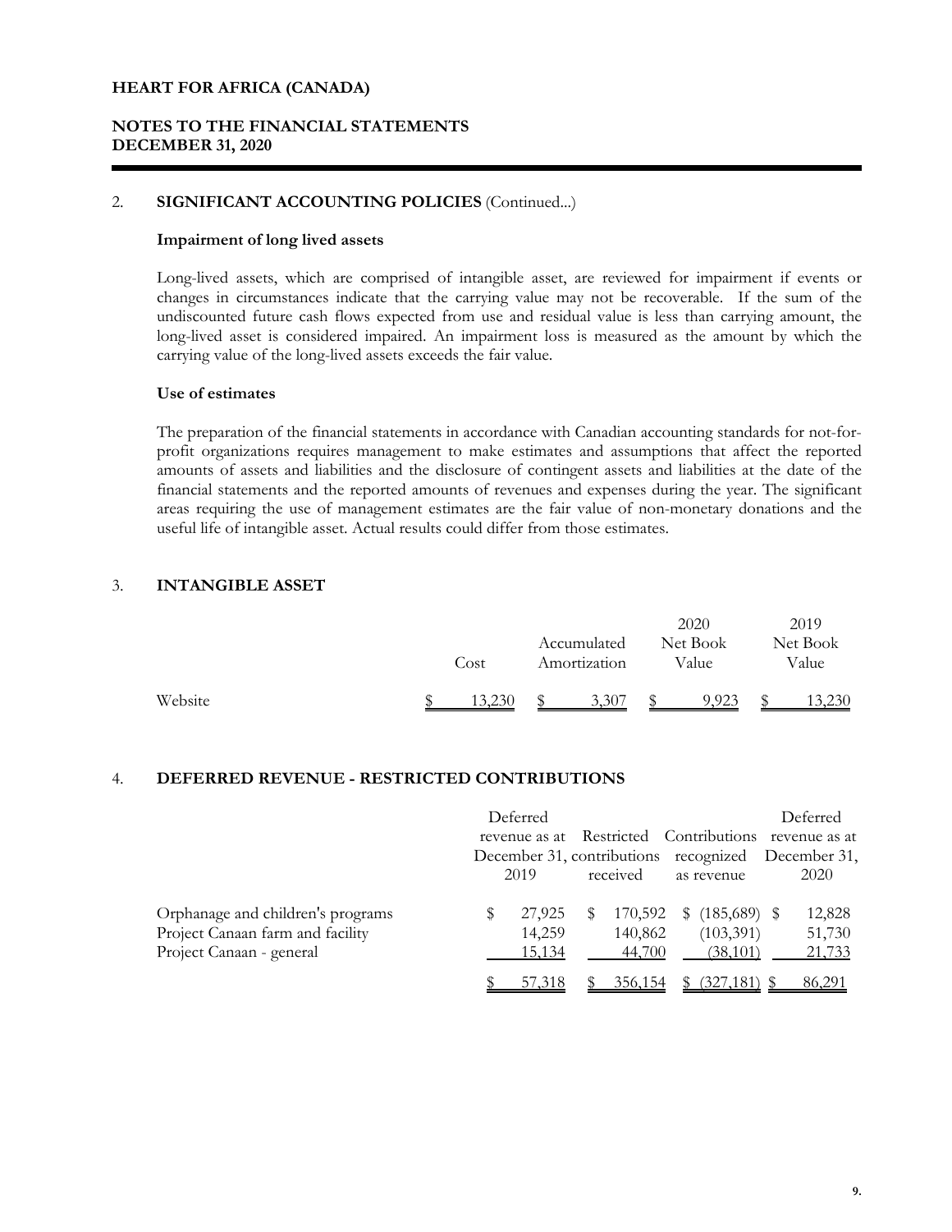**HEART FOR AFRICA (CANADA)**

**NOTES TO THE FINANCIAL STATEMENTS**
**DECEMBER 31, 2020**

## 2. SIGNIFICANT ACCOUNTING POLICIES (Continued...)

**Impairment of long lived assets**

Long-lived assets, which are comprised of intangible asset, are reviewed for impairment if events or changes in circumstances indicate that the carrying value may not be recoverable. If the sum of the undiscounted future cash flows expected from use and residual value is less than carrying amount, the long-lived asset is considered impaired. An impairment loss is measured as the amount by which the carrying value of the long-lived assets exceeds the fair value.

**Use of estimates**

The preparation of the financial statements in accordance with Canadian accounting standards for not-for-profit organizations requires management to make estimates and assumptions that affect the reported amounts of assets and liabilities and the disclosure of contingent assets and liabilities at the date of the financial statements and the reported amounts of revenues and expenses during the year. The significant areas requiring the use of management estimates are the fair value of non-monetary donations and the useful life of intangible asset. Actual results could differ from those estimates.

## 3. INTANGIBLE ASSET

| | Cost | Accumulated Amortization | 2020 Net Book Value | 2019 Net Book Value |
|---|---|---|---|---|
| Website | $ 13,230 | $ 3,307 | $ 9,923 | $ 13,230 |

## 4. DEFERRED REVENUE - RESTRICTED CONTRIBUTIONS

| | Deferred revenue as at December 31, 2019 | Restricted contributions received | Contributions recognized as revenue | Deferred revenue as at December 31, 2020 |
|---|---|---|---|---|
| Orphanage and children's programs | $ 27,925 | $ 170,592 | $ (185,689) | $ 12,828 |
| Project Canaan farm and facility | 14,259 | 140,862 | (103,391) | 51,730 |
| Project Canaan - general | 15,134 | 44,700 | (38,101) | 21,733 |
| | $ 57,318 | $ 356,154 | $ (327,181) | $ 86,291 |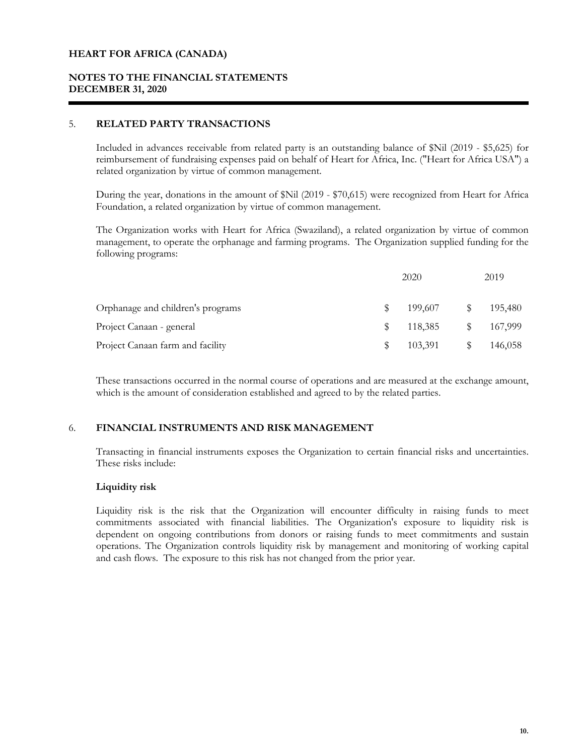# HEART FOR AFRICA (CANADA)

## NOTES TO THE FINANCIAL STATEMENTS
## DECEMBER 31, 2020

### 5. RELATED PARTY TRANSACTIONS

Included in advances receivable from related party is an outstanding balance of $Nil (2019 - $5,625) for reimbursement of fundraising expenses paid on behalf of Heart for Africa, Inc. ("Heart for Africa USA") a related organization by virtue of common management.

During the year, donations in the amount of $Nil (2019 - $70,615) were recognized from Heart for Africa Foundation, a related organization by virtue of common management.

The Organization works with Heart for Africa (Swaziland), a related organization by virtue of common management, to operate the orphanage and farming programs. The Organization supplied funding for the following programs:

| | 2020 | 2019 |
|---|---|---|
| Orphanage and children's programs | $ 199,607 | $ 195,480 |
| Project Canaan - general | $ 118,385 | $ 167,999 |
| Project Canaan farm and facility | $ 103,391 | $ 146,058 |

These transactions occurred in the normal course of operations and are measured at the exchange amount, which is the amount of consideration established and agreed to by the related parties.

### 6. FINANCIAL INSTRUMENTS AND RISK MANAGEMENT

Transacting in financial instruments exposes the Organization to certain financial risks and uncertainties. These risks include:

**Liquidity risk**

Liquidity risk is the risk that the Organization will encounter difficulty in raising funds to meet commitments associated with financial liabilities. The Organization's exposure to liquidity risk is dependent on ongoing contributions from donors or raising funds to meet commitments and sustain operations. The Organization controls liquidity risk by management and monitoring of working capital and cash flows. The exposure to this risk has not changed from the prior year.